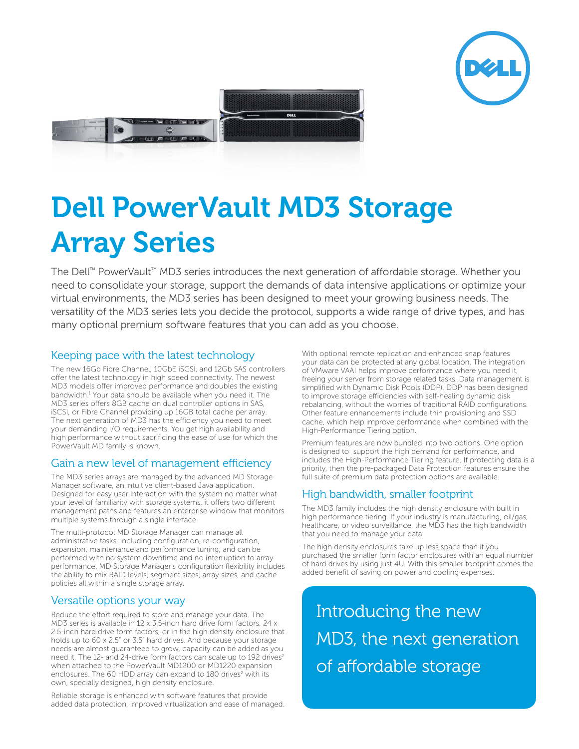# Dell PowerVault MD3 Storage Array Series

The Dell™ PowerVault™ MD3 series introduces the next generation of affordable storage. Whether you need to consolidate your storage, support the demands of data intensive applications or optimize your virtual environments, the MD3 series has been designed to meet your growing business needs. The versatility of the MD3 series lets you decide the protocol, supports a wide range of drive types, and has many optional premium software features that you can add as you choose.

## Keeping pace with the latest technology

The new 16Gb Fibre Channel, 10GbE iSCSI, and 12Gb SAS controllers offer the latest technology in high speed connectivity. The newest MD3 models offer improved performance and doubles the existing bandwidth.[1] Your data should be available when you need it. The MD3 series offers 8GB cache on dual controller options in SAS, iSCSI, or Fibre Channel providing up 16GB total cache per array. The next generation of MD3 has the efficiency you need to meet your demanding I/O requirements. You get high availability and high performance without sacrificing the ease of use for which the PowerVault MD family is known.

## Gain a new level of management efficiency

The MD3 series arrays are managed by the advanced MD Storage Manager software, an intuitive client-based Java application. Designed for easy user interaction with the system no matter what your level of familiarity with storage systems, it offers two different management paths and features an enterprise window that monitors multiple systems through a single interface.

The multi-protocol MD Storage Manager can manage all administrative tasks, including configuration, re-configuration, expansion, maintenance and performance tuning, and can be performed with no system downtime and no interruption to array performance. MD Storage Manager's configuration flexibility includes the ability to mix RAID levels, segment sizes, array sizes, and cache policies all within a single storage array.

## Versatile options your way

Reduce the effort required to store and manage your data. The MD3 series is available in 12 x 3.5-inch hard drive form factors, 24 x 2.5-inch hard drive form factors, or in the high density enclosure that holds up to 60 x 2.5" or 3.5" hard drives. And because your storage needs are almost guaranteed to grow, capacity can be added as you need it. The 12- and 24-drive form factors can scale up to 192 drives[2] when attached to the PowerVault MD1200 or MD1220 expansion enclosures. The 60 HDD array can expand to 180 drives[2] with its own, specially designed, high density enclosure.

Reliable storage is enhanced with software features that provide added data protection, improved virtualization and ease of managed. With optional remote replication and enhanced snap features your data can be protected at any global location. The integration of VMware VAAI helps improve performance where you need it, freeing your server from storage related tasks. Data management is simplified with Dynamic Disk Pools (DDP). DDP has been designed to improve storage efficiencies with self-healing dynamic disk rebalancing, without the worries of traditional RAID configurations. Other feature enhancements include thin provisioning and SSD cache, which help improve performance when combined with the High-Performance Tiering option.

Premium features are now bundled into two options. One option is designed to support the high demand for performance, and includes the High-Performance Tiering feature. If protecting data is a priority, then the pre-packaged Data Protection features ensure the full suite of premium data protection options are available.

## High bandwidth, smaller footprint

The MD3 family includes the high density enclosure with built in high performance tiering. If your industry is manufacturing, oil/gas, healthcare, or video surveillance, the MD3 has the high bandwidth that you need to manage your data.

The high density enclosures take up less space than if you purchased the smaller form factor enclosures with an equal number of hard drives by using just 4U. With this smaller footprint comes the added benefit of saving on power and cooling expenses.

Introducing the new MD3, the next generation of affordable storage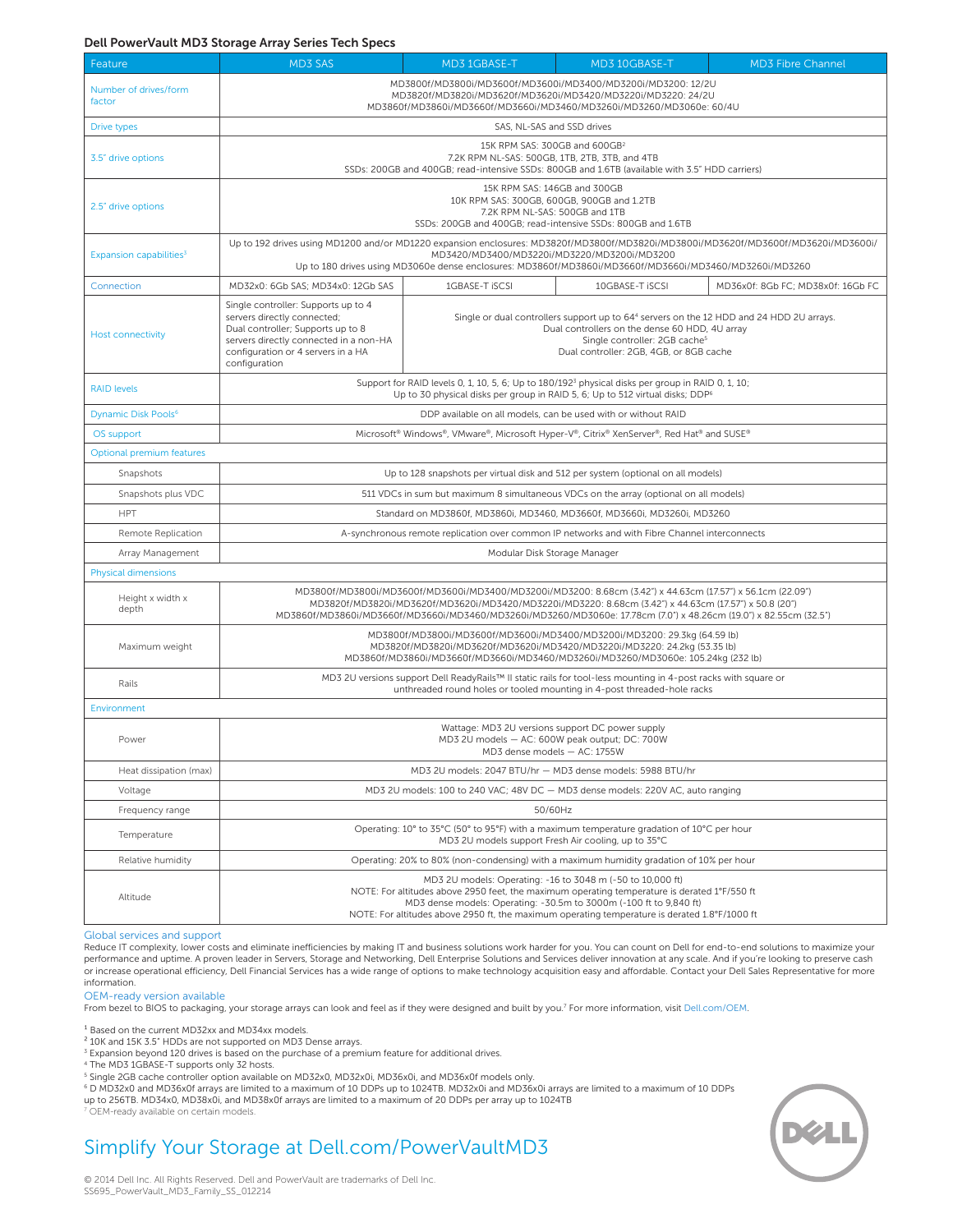## Dell PowerVault MD3 Storage Array Series Tech Specs

| Feature | MD3 SAS | MD3 1GBASE-T | MD3 10GBASE-T | MD3 Fibre Channel |
|---|---|---|---|---|
| Number of drives/form factor | MD3800f/MD3800i/MD3600f/MD3600i/MD3400/MD3200i/MD3200: 12/2U<br>MD3820f/MD3820i/MD3620f/MD3620i/MD3420/MD3220i/MD3220: 24/2U<br>MD3860f/MD3860i/MD3660f/MD3660i/MD3460/MD3260i/MD3260/MD3060e: 60/4U | | | |
| Drive types | SAS, NL-SAS and SSD drives | | | |
| 3.5" drive options | 15K RPM SAS: 300GB and 600GB[2]<br>7.2K RPM NL-SAS: 500GB, 1TB, 2TB, 3TB, and 4TB<br>SSDs: 200GB and 400GB; read-intensive SSDs: 800GB and 1.6TB (available with 3.5" HDD carriers) | | | |
| 2.5" drive options | 15K RPM SAS: 146GB and 300GB<br>10K RPM SAS: 300GB, 600GB, 900GB and 1.2TB<br>7.2K RPM NL-SAS: 500GB and 1TB<br>SSDs: 200GB and 400GB; read-intensive SSDs: 800GB and 1.6TB | | | |
| Expansion capabilities[3] | Up to 192 drives using MD1200 and/or MD1220 expansion enclosures: MD3820f/MD3800f/MD3820i/MD3800i/MD3620f/MD3600f/MD3620i/MD3600i/MD3420/MD3400/MD3220i/MD3220/MD3200i/MD3200<br>Up to 180 drives using MD3060e dense enclosures: MD3860f/MD3860i/MD3660f/MD3660i/MD3460/MD3260i/MD3260 | | | |
| Connection | MD32x0: 6Gb SAS; MD34x0: 12Gb SAS | 1GBASE-T iSCSI | 10GBASE-T iSCSI | MD36x0f: 8Gb FC; MD38x0f: 16Gb FC |
| Host connectivity | Single controller: Supports up to 4 servers directly connected;<br>Dual controller; Supports up to 8 servers directly connected in a non-HA configuration or 4 servers in a HA configuration | Single or dual controllers support up to 64[4] servers on the 12 HDD and 24 HDD 2U arrays.<br>Dual controllers on the dense 60 HDD, 4U array<br>Single controller: 2GB cache[5]<br>Dual controller: 2GB, 4GB, or 8GB cache | | |
| RAID levels | Support for RAID levels 0, 1, 10, 5, 6; Up to 180/192[3] physical disks per group in RAID 0, 1, 10;<br>Up to 30 physical disks per group in RAID 5, 6; Up to 512 virtual disks; DDP[6] | | | |
| Dynamic Disk Pools[6] | DDP available on all models, can be used with or without RAID | | | |
| OS support | Microsoft® Windows®, VMware®, Microsoft Hyper-V®, Citrix® XenServer®, Red Hat® and SUSE® | | | |
| **Optional premium features** | | | | |
| Snapshots | Up to 128 snapshots per virtual disk and 512 per system (optional on all models) | | | |
| Snapshots plus VDC | 511 VDCs in sum but maximum 8 simultaneous VDCs on the array (optional on all models) | | | |
| HPT | Standard on MD3860f, MD3860i, MD3460, MD3660f, MD3660i, MD3260i, MD3260 | | | |
| Remote Replication | A-synchronous remote replication over common IP networks and with Fibre Channel interconnects | | | |
| Array Management | Modular Disk Storage Manager | | | |
| **Physical dimensions** | | | | |
| Height x width x depth | MD3800f/MD3800i/MD3600f/MD3600i/MD3400/MD3200i/MD3200: 8.68cm (3.42") x 44.63cm (17.57") x 56.1cm (22.09")<br>MD3820f/MD3820i/MD3620f/MD3620i/MD3420/MD3220i/MD3220: 8.68cm (3.42") x 44.63cm (17.57") x 50.8 (20")<br>MD3860f/MD3860i/MD3660f/MD3660i/MD3460/MD3260i/MD3260/MD3060e: 17.78cm (7.0") x 48.26cm (19.0") x 82.55cm (32.5") | | | |
| Maximum weight | MD3800f/MD3800i/MD3600f/MD3600i/MD3400/MD3200i/MD3200: 29.3kg (64.59 lb)<br>MD3820f/MD3820i/MD3620f/MD3620i/MD3420/MD3220i/MD3220: 24.2kg (53.35 lb)<br>MD3860f/MD3860i/MD3660f/MD3660i/MD3460/MD3260i/MD3260/MD3060e: 105.24kg (232 lb) | | | |
| Rails | MD3 2U versions support Dell ReadyRails™ II static rails for tool-less mounting in 4-post racks with square or unthreaded round holes or tooled mounting in 4-post threaded-hole racks | | | |
| **Environment** | | | | |
| Power | Wattage: MD3 2U versions support DC power supply<br>MD3 2U models — AC: 600W peak output; DC: 700W<br>MD3 dense models — AC: 1755W | | | |
| Heat dissipation (max) | MD3 2U models: 2047 BTU/hr — MD3 dense models: 5988 BTU/hr | | | |
| Voltage | MD3 2U models: 100 to 240 VAC; 48V DC — MD3 dense models: 220V AC, auto ranging | | | |
| Frequency range | 50/60Hz | | | |
| Temperature | Operating: 10° to 35°C (50° to 95°F) with a maximum temperature gradation of 10°C per hour<br>MD3 2U models support Fresh Air cooling, up to 35°C | | | |
| Relative humidity | Operating: 20% to 80% (non-condensing) with a maximum humidity gradation of 10% per hour | | | |
| Altitude | MD3 2U models: Operating: -16 to 3048 m (-50 to 10,000 ft)<br>NOTE: For altitudes above 2950 feet, the maximum operating temperature is derated 1°F/550 ft<br>MD3 dense models: Operating: -30.5m to 3000m (-100 ft to 9,840 ft)<br>NOTE: For altitudes above 2950 ft, the maximum operating temperature is derated 1.8°F/1000 ft | | | |

### Global services and support

Reduce IT complexity, lower costs and eliminate inefficiencies by making IT and business solutions work harder for you. You can count on Dell for end-to-end solutions to maximize your performance and uptime. A proven leader in Servers, Storage and Networking, Dell Enterprise Solutions and Services deliver innovation at any scale. And if you're looking to preserve cash or increase operational efficiency, Dell Financial Services has a wide range of options to make technology acquisition easy and affordable. Contact your Dell Sales Representative for more information.

### OEM-ready version available

From bezel to BIOS to packaging, your storage arrays can look and feel as if they were designed and built by you.[7] For more information, visit Dell.com/OEM.

[1] Based on the current MD32xx and MD34xx models.
[2] 10K and 15K 3.5" HDDs are not supported on MD3 Dense arrays.
[3] Expansion beyond 120 drives is based on the purchase of a premium feature for additional drives.
[4] The MD3 1GBASE-T supports only 32 hosts.
[5] Single 2GB cache controller option available on MD32x0, MD32x0i, MD36x0i, and MD36x0f models only.
[6] D MD32x0 and MD36x0f arrays are limited to a maximum of 10 DDPs up to 1024TB. MD32x0i and MD36x0i arrays are limited to a maximum of 10 DDPs up to 256TB. MD34x0, MD38x0i, and MD38x0f arrays are limited to a maximum of 20 DDPs per array up to 1024TB
[7] OEM-ready available on certain models.

## Simplify Your Storage at Dell.com/PowerVaultMD3

© 2014 Dell Inc. All Rights Reserved. Dell and PowerVault are trademarks of Dell Inc.
SS695_PowerVault_MD3_Family_SS_012214